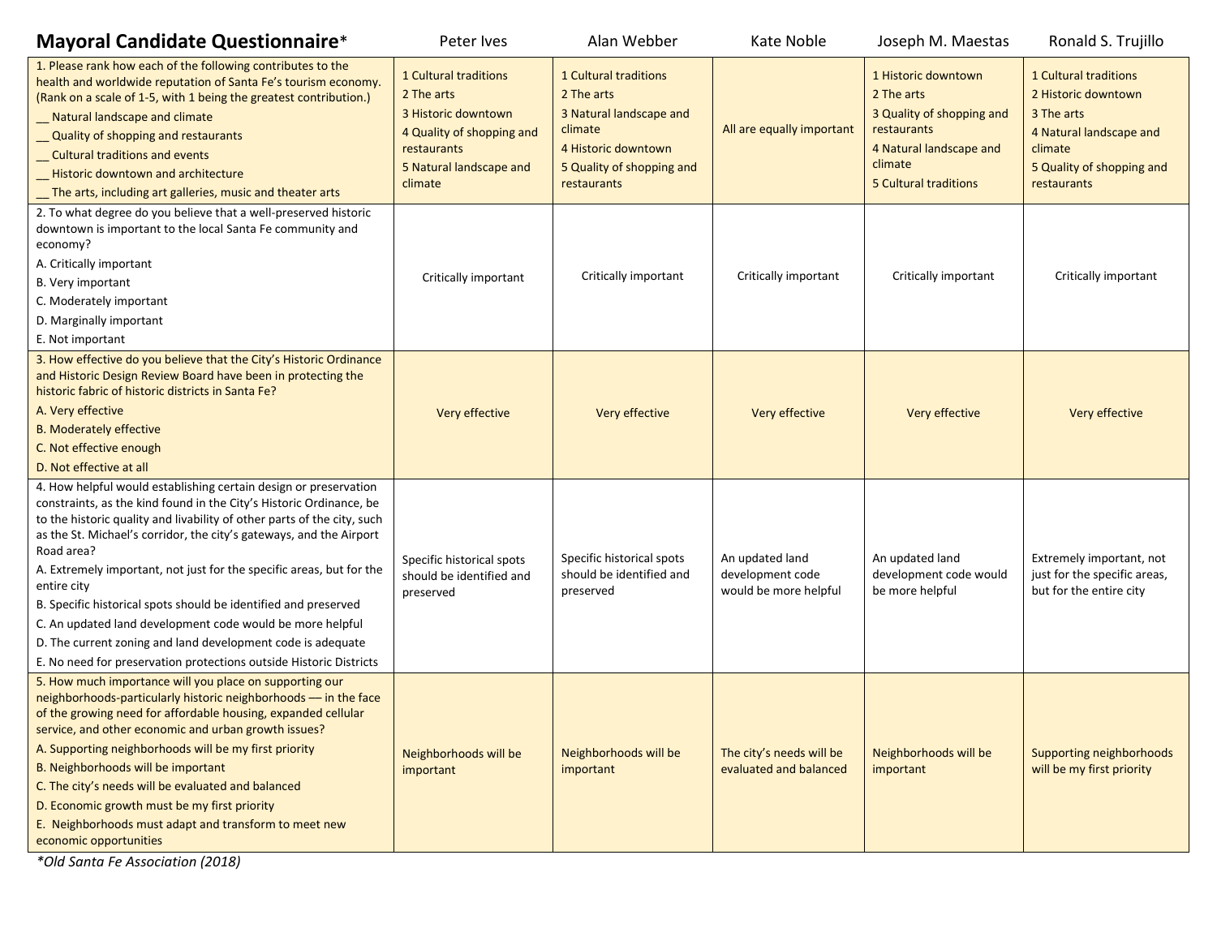| Mayoral Candidate Questionnaire* | Peter Ives | Alan Webber | Kate Noble | Joseph M. Maestas | Ronald S. Trujillo |
|---|---|---|---|---|---|
| 1. Please rank how each of the following contributes to the health and worldwide reputation of Santa Fe's tourism economy. (Rank on a scale of 1-5, with 1 being the greatest contribution.)<br>__ Natural landscape and climate<br>__ Quality of shopping and restaurants<br>__ Cultural traditions and events<br>__ Historic downtown and architecture<br>__ The arts, including art galleries, music and theater arts | 1 Cultural traditions<br>2 The arts<br>3 Historic downtown<br>4 Quality of shopping and restaurants<br>5 Natural landscape and climate | 1 Cultural traditions<br>2 The arts<br>3 Natural landscape and climate<br>4 Historic downtown<br>5 Quality of shopping and restaurants | All are equally important | 1 Historic downtown<br>2 The arts<br>3 Quality of shopping and restaurants<br>4 Natural landscape and climate<br>5 Cultural traditions | 1 Cultural traditions<br>2 Historic downtown<br>3 The arts<br>4 Natural landscape and climate<br>5 Quality of shopping and restaurants |
| 2. To what degree do you believe that a well-preserved historic downtown is important to the local Santa Fe community and economy?<br>A. Critically important<br>B. Very important<br>C. Moderately important<br>D. Marginally important<br>E. Not important | Critically important | Critically important | Critically important | Critically important | Critically important |
| 3. How effective do you believe that the City's Historic Ordinance and Historic Design Review Board have been in protecting the historic fabric of historic districts in Santa Fe?<br>A. Very effective<br>B. Moderately effective<br>C. Not effective enough<br>D. Not effective at all | Very effective | Very effective | Very effective | Very effective | Very effective |
| 4. How helpful would establishing certain design or preservation constraints, as the kind found in the City's Historic Ordinance, be to the historic quality and livability of other parts of the city, such as the St. Michael's corridor, the city's gateways, and the Airport Road area?<br>A. Extremely important, not just for the specific areas, but for the entire city<br>B. Specific historical spots should be identified and preserved<br>C. An updated land development code would be more helpful<br>D. The current zoning and land development code is adequate<br>E. No need for preservation protections outside Historic Districts | Specific historical spots should be identified and preserved | Specific historical spots should be identified and preserved | An updated land development code would be more helpful | An updated land development code would be more helpful | Extremely important, not just for the specific areas, but for the entire city |
| 5. How much importance will you place on supporting our neighborhoods-particularly historic neighborhoods — in the face of the growing need for affordable housing, expanded cellular service, and other economic and urban growth issues?<br>A. Supporting neighborhoods will be my first priority<br>B. Neighborhoods will be important<br>C. The city's needs will be evaluated and balanced<br>D. Economic growth must be my first priority<br>E. Neighborhoods must adapt and transform to meet new economic opportunities | Neighborhoods will be important | Neighborhoods will be important | The city's needs will be evaluated and balanced | Neighborhoods will be important | Supporting neighborhoods will be my first priority |

*\*Old Santa Fe Association (2018)*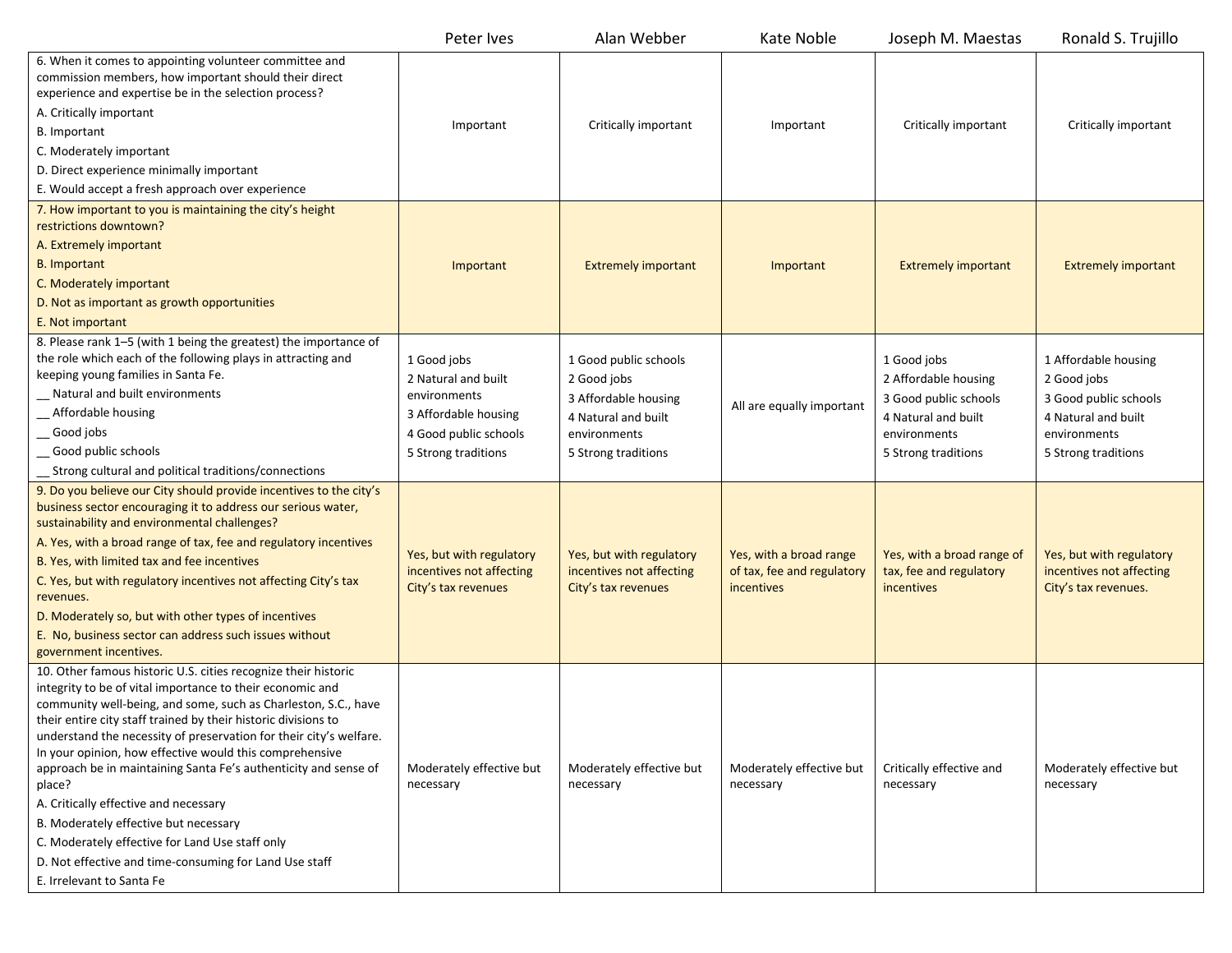| | Peter Ives | Alan Webber | Kate Noble | Joseph M. Maestas | Ronald S. Trujillo |
|---|---|---|---|---|---|
| 6. When it comes to appointing volunteer committee and commission members, how important should their direct experience and expertise be in the selection process?<br>A. Critically important<br>B. Important<br>C. Moderately important<br>D. Direct experience minimally important<br>E. Would accept a fresh approach over experience | Important | Critically important | Important | Critically important | Critically important |
| 7. How important to you is maintaining the city's height restrictions downtown?<br>A. Extremely important<br>B. Important<br>C. Moderately important<br>D. Not as important as growth opportunities<br>E. Not important | Important | Extremely important | Important | Extremely important | Extremely important |
| 8. Please rank 1–5 (with 1 being the greatest) the importance of the role which each of the following plays in attracting and keeping young families in Santa Fe.<br>__ Natural and built environments<br>__ Affordable housing<br>__ Good jobs<br>__ Good public schools<br>__ Strong cultural and political traditions/connections | 1 Good jobs<br>2 Natural and built environments<br>3 Affordable housing<br>4 Good public schools<br>5 Strong traditions | 1 Good public schools<br>2 Good jobs<br>3 Affordable housing<br>4 Natural and built environments<br>5 Strong traditions | All are equally important | 1 Good jobs<br>2 Affordable housing<br>3 Good public schools<br>4 Natural and built environments<br>5 Strong traditions | 1 Affordable housing<br>2 Good jobs<br>3 Good public schools<br>4 Natural and built environments<br>5 Strong traditions |
| 9. Do you believe our City should provide incentives to the city's business sector encouraging it to address our serious water, sustainability and environmental challenges?<br>A. Yes, with a broad range of tax, fee and regulatory incentives<br>B. Yes, with limited tax and fee incentives<br>C. Yes, but with regulatory incentives not affecting City's tax revenues.<br>D. Moderately so, but with other types of incentives<br>E. No, business sector can address such issues without government incentives. | Yes, but with regulatory incentives not affecting City's tax revenues | Yes, but with regulatory incentives not affecting City's tax revenues | Yes, with a broad range of tax, fee and regulatory incentives | Yes, with a broad range of tax, fee and regulatory incentives | Yes, but with regulatory incentives not affecting City's tax revenues. |
| 10. Other famous historic U.S. cities recognize their historic integrity to be of vital importance to their economic and community well-being, and some, such as Charleston, S.C., have their entire city staff trained by their historic divisions to understand the necessity of preservation for their city's welfare. In your opinion, how effective would this comprehensive approach be in maintaining Santa Fe's authenticity and sense of place?<br>A. Critically effective and necessary<br>B. Moderately effective but necessary<br>C. Moderately effective for Land Use staff only<br>D. Not effective and time-consuming for Land Use staff<br>E. Irrelevant to Santa Fe | Moderately effective but necessary | Moderately effective but necessary | Moderately effective but necessary | Critically effective and necessary | Moderately effective but necessary |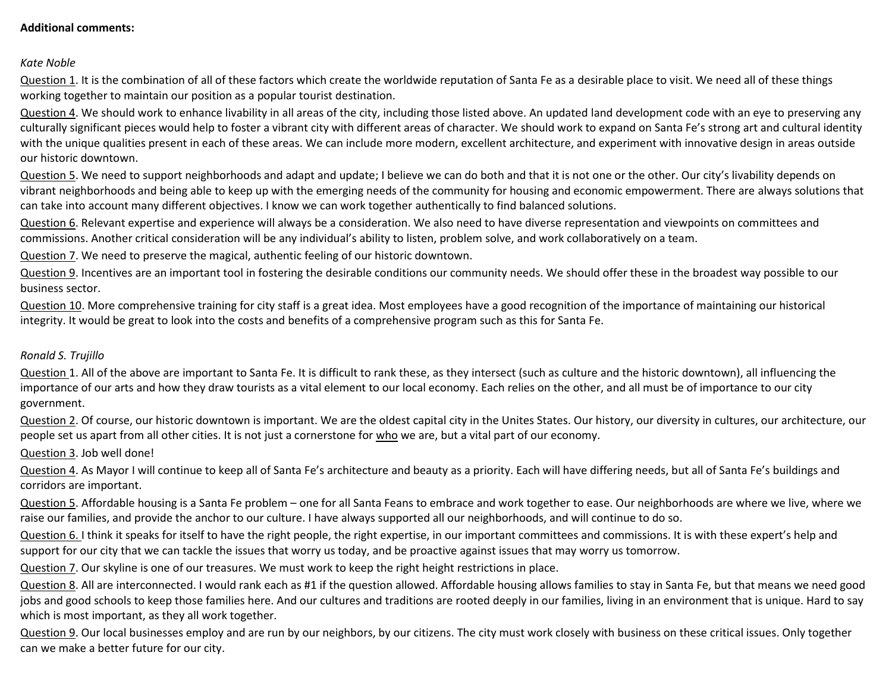**Additional comments:**

*Kate Noble*

<u>Question 1</u>. It is the combination of all of these factors which create the worldwide reputation of Santa Fe as a desirable place to visit. We need all of these things working together to maintain our position as a popular tourist destination.

<u>Question 4</u>. We should work to enhance livability in all areas of the city, including those listed above. An updated land development code with an eye to preserving any culturally significant pieces would help to foster a vibrant city with different areas of character. We should work to expand on Santa Fe's strong art and cultural identity with the unique qualities present in each of these areas. We can include more modern, excellent architecture, and experiment with innovative design in areas outside our historic downtown.

<u>Question 5</u>. We need to support neighborhoods and adapt and update; I believe we can do both and that it is not one or the other. Our city's livability depends on vibrant neighborhoods and being able to keep up with the emerging needs of the community for housing and economic empowerment. There are always solutions that can take into account many different objectives. I know we can work together authentically to find balanced solutions.

<u>Question 6</u>. Relevant expertise and experience will always be a consideration. We also need to have diverse representation and viewpoints on committees and commissions. Another critical consideration will be any individual's ability to listen, problem solve, and work collaboratively on a team.

<u>Question 7</u>. We need to preserve the magical, authentic feeling of our historic downtown.

<u>Question 9</u>. Incentives are an important tool in fostering the desirable conditions our community needs. We should offer these in the broadest way possible to our business sector.

<u>Question 10</u>. More comprehensive training for city staff is a great idea. Most employees have a good recognition of the importance of maintaining our historical integrity. It would be great to look into the costs and benefits of a comprehensive program such as this for Santa Fe.

*Ronald S. Trujillo*

<u>Question 1</u>. All of the above are important to Santa Fe. It is difficult to rank these, as they intersect (such as culture and the historic downtown), all influencing the importance of our arts and how they draw tourists as a vital element to our local economy. Each relies on the other, and all must be of importance to our city government.

<u>Question 2</u>. Of course, our historic downtown is important. We are the oldest capital city in the Unites States. Our history, our diversity in cultures, our architecture, our people set us apart from all other cities. It is not just a cornerstone for <u>who</u> we are, but a vital part of our economy.

<u>Question 3</u>. Job well done!

<u>Question 4</u>. As Mayor I will continue to keep all of Santa Fe's architecture and beauty as a priority. Each will have differing needs, but all of Santa Fe's buildings and corridors are important.

<u>Question 5</u>. Affordable housing is a Santa Fe problem – one for all Santa Feans to embrace and work together to ease. Our neighborhoods are where we live, where we raise our families, and provide the anchor to our culture. I have always supported all our neighborhoods, and will continue to do so.

<u>Question 6</u>. I think it speaks for itself to have the right people, the right expertise, in our important committees and commissions. It is with these expert's help and support for our city that we can tackle the issues that worry us today, and be proactive against issues that may worry us tomorrow.

<u>Question 7</u>. Our skyline is one of our treasures. We must work to keep the right height restrictions in place.

<u>Question 8</u>. All are interconnected. I would rank each as #1 if the question allowed. Affordable housing allows families to stay in Santa Fe, but that means we need good jobs and good schools to keep those families here. And our cultures and traditions are rooted deeply in our families, living in an environment that is unique. Hard to say which is most important, as they all work together.

<u>Question 9</u>. Our local businesses employ and are run by our neighbors, by our citizens. The city must work closely with business on these critical issues. Only together can we make a better future for our city.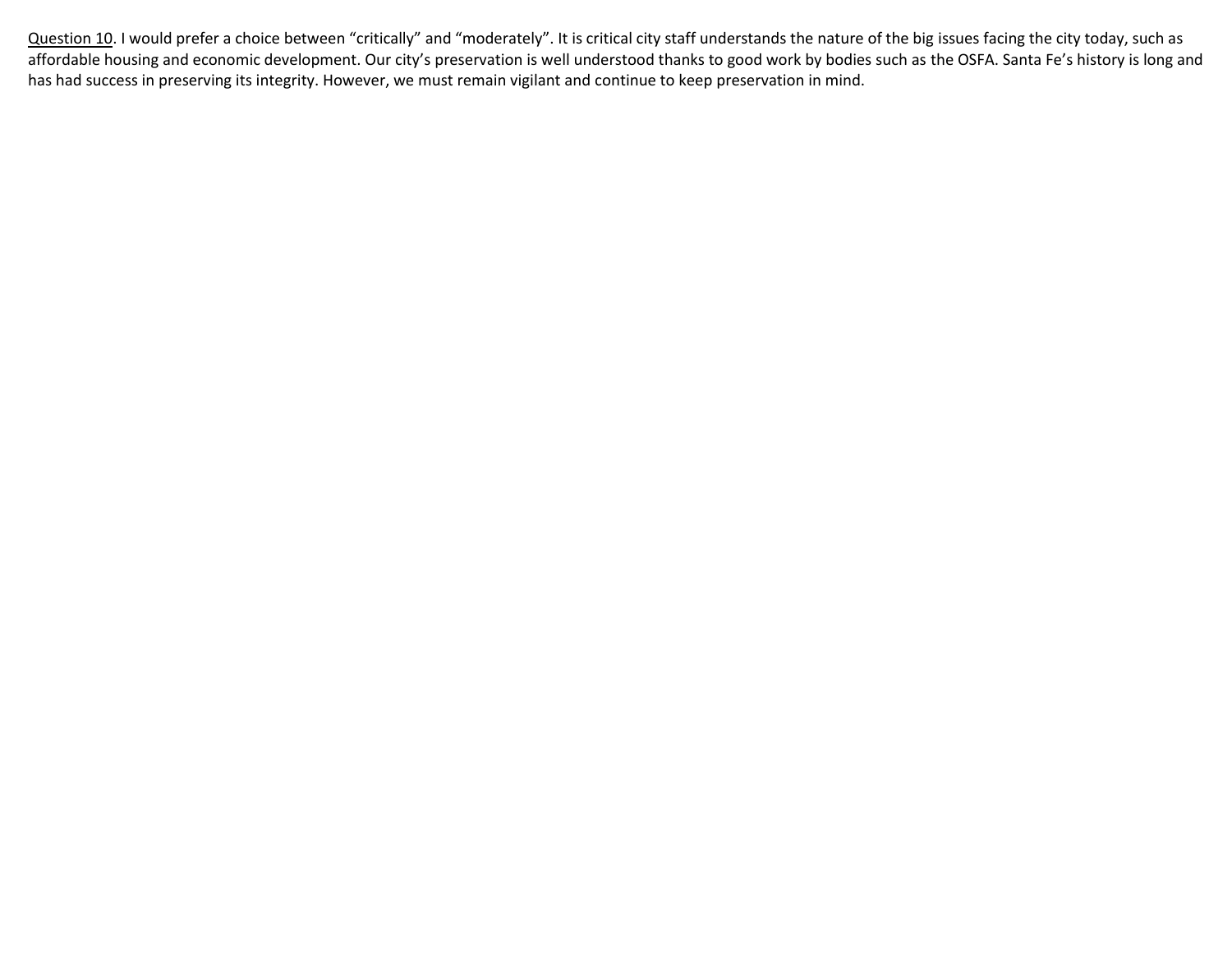<u>Question 10</u>. I would prefer a choice between “critically” and “moderately”. It is critical city staff understands the nature of the big issues facing the city today, such as affordable housing and economic development. Our city’s preservation is well understood thanks to good work by bodies such as the OSFA. Santa Fe’s history is long and has had success in preserving its integrity. However, we must remain vigilant and continue to keep preservation in mind.